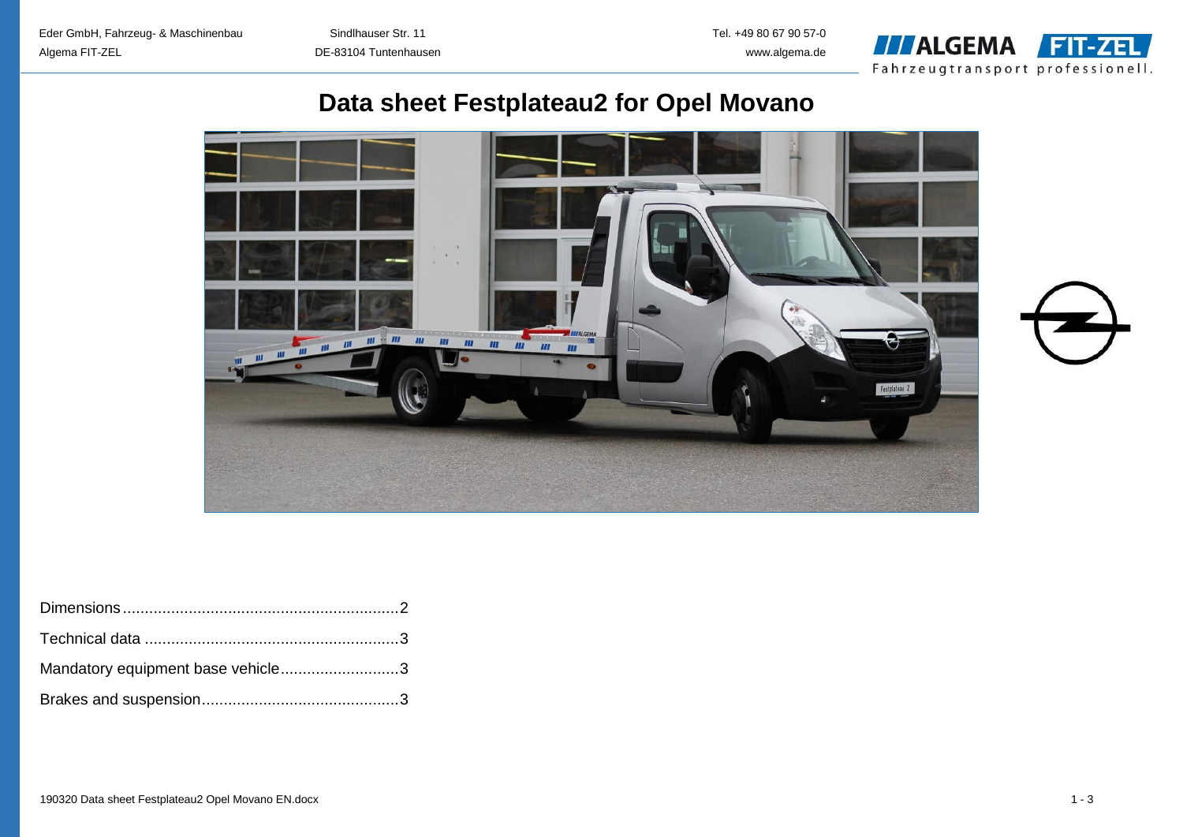Eder GmbH, Fahrzeug- & Maschinenbau
Algema FIT-ZEL

Sindlhauser Str. 11
DE-83104 Tuntenhausen

Tel. +49 80 67 90 57-0
www.algema.de

# Data sheet Festplateau2 for Opel Movano

Dimensions ............................................................... 2

Technical data ........................................................... 3

Mandatory equipment base vehicle ........................... 3

Brakes and suspension ............................................. 3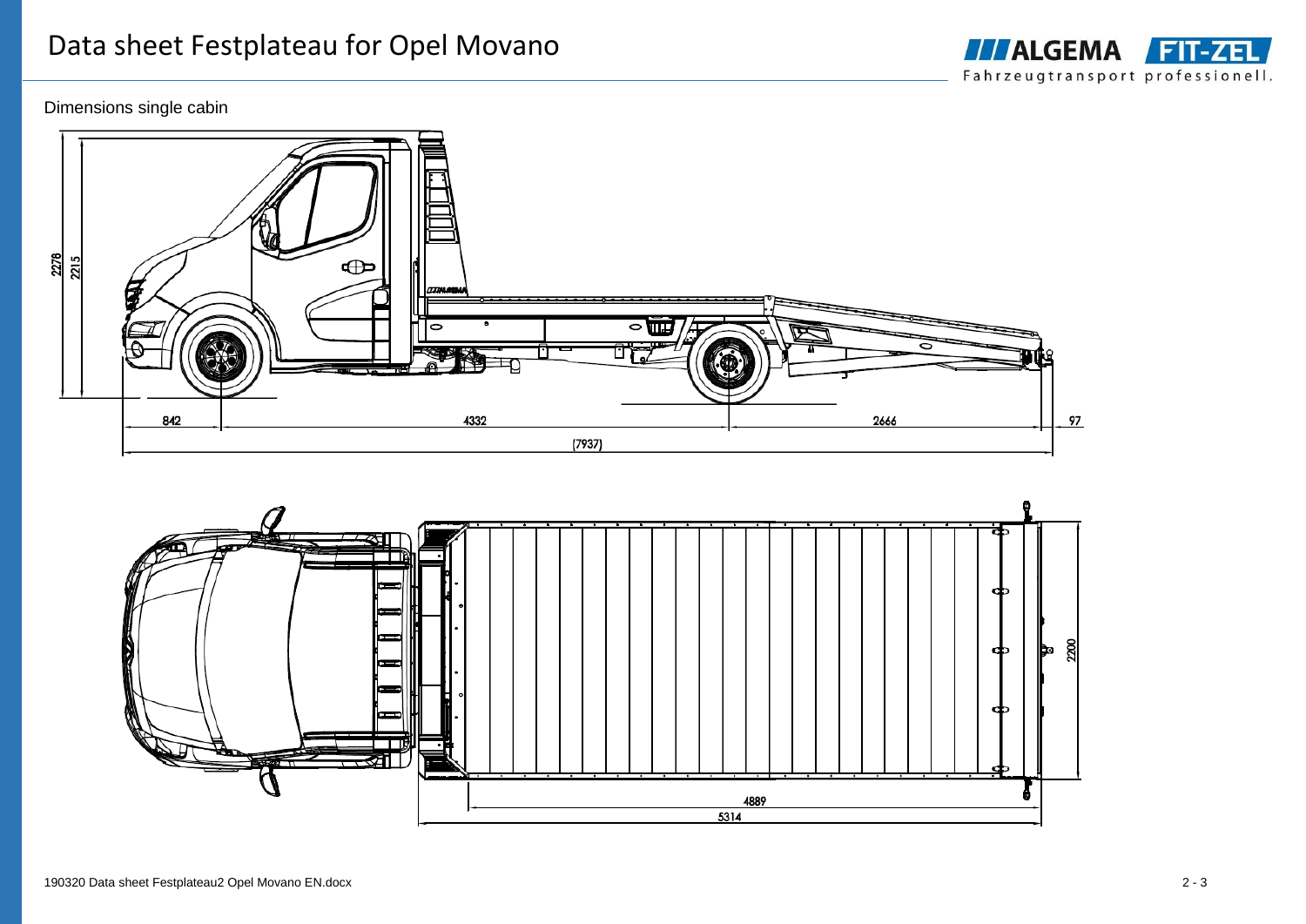# Data sheet Festplateau for Opel Movano

Dimensions single cabin

2278

2215

842

4332

2666

97

(7937)

2200

4889

5314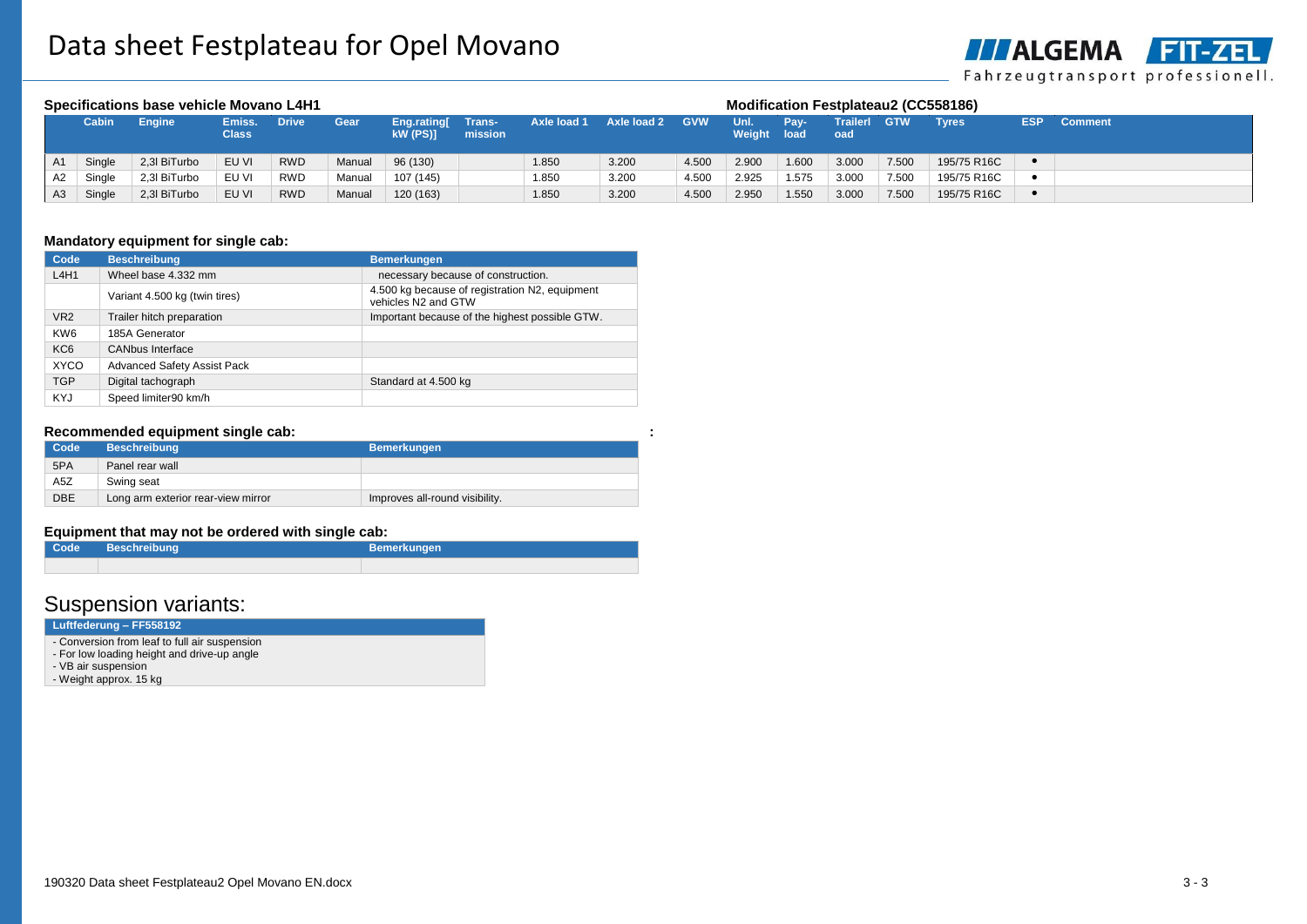# Data sheet Festplateau for Opel Movano

**Specifications base vehicle Movano L4H1** | **Modification Festplateau2 (CC558186)**

| | Cabin | Engine | Emiss. Class | Drive | Gear | Eng.rating[ kW (PS)] | Trans-mission | Axle load 1 | Axle load 2 | GVW | Unl. Weight | Pay-load | Trailerl oad | GTW | Tyres | ESP | Comment |
|---|---|---|---|---|---|---|---|---|---|---|---|---|---|---|---|---|---|
| A1 | Single | 2,3l BiTurbo | EU VI | RWD | Manual | 96 (130) | | 1.850 | 3.200 | 4.500 | 2.900 | 1.600 | 3.000 | 7.500 | 195/75 R16C | • | |
| A2 | Single | 2,3l BiTurbo | EU VI | RWD | Manual | 107 (145) | | 1.850 | 3.200 | 4.500 | 2.925 | 1.575 | 3.000 | 7.500 | 195/75 R16C | • | |
| A3 | Single | 2,3l BiTurbo | EU VI | RWD | Manual | 120 (163) | | 1.850 | 3.200 | 4.500 | 2.950 | 1.550 | 3.000 | 7.500 | 195/75 R16C | • | |

### Mandatory equipment for single cab:

| Code | Beschreibung | Bemerkungen |
|---|---|---|
| L4H1 | Wheel base 4.332 mm | necessary because of construction. |
| | Variant 4.500 kg (twin tires) | 4.500 kg because of registration N2, equipment vehicles N2 and GTW |
| VR2 | Trailer hitch preparation | Important because of the highest possible GTW. |
| KW6 | 185A Generator | |
| KC6 | CANbus Interface | |
| XYCO | Advanced Safety Assist Pack | |
| TGP | Digital tachograph | Standard at 4.500 kg |
| KYJ | Speed limiter90 km/h | |

### Recommended equipment single cab:

| Code | Beschreibung | Bemerkungen |
|---|---|---|
| 5PA | Panel rear wall | |
| A5Z | Swing seat | |
| DBE | Long arm exterior rear-view mirror | Improves all-round visibility. |

### Equipment that may not be ordered with single cab:

| Code | Beschreibung | Bemerkungen |
|---|---|---|
| | | |

## Suspension variants:

**Luftfederung – FF558192**

- Conversion from leaf to full air suspension
- For low loading height and drive-up angle
- VB air suspension
- Weight approx. 15 kg

190320 Data sheet Festplateau2 Opel Movano EN.docx